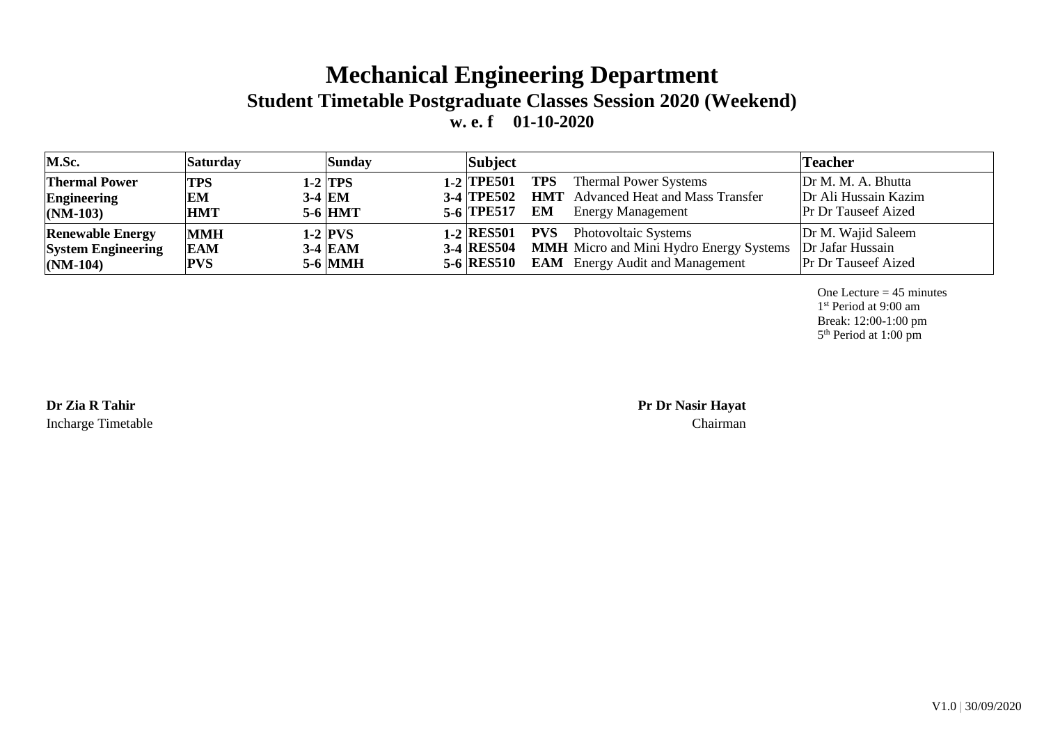# Mechanical Engineering Department

## Student Timetable Postgraduate Classes Session 2020 (Weekend)

### w. e. f 01-10-2020

| M.Sc. | Saturday | | Sunday | | Subject | | | Teacher |
|---|---|---|---|---|---|---|---|---|
| **Thermal Power Engineering (NM-103)** | **TPS** | **1-2** | **TPS** | **1-2** | **TPE501** | **TPS** | Thermal Power Systems | Dr M. M. A. Bhutta |
| | **EM** | **3-4** | **EM** | **3-4** | **TPE502** | **HMT** | Advanced Heat and Mass Transfer | Dr Ali Hussain Kazim |
| | **HMT** | **5-6** | **HMT** | **5-6** | **TPE517** | **EM** | Energy Management | Pr Dr Tauseef Aized |
| **Renewable Energy System Engineering (NM-104)** | **MMH** | **1-2** | **PVS** | **1-2** | **RES501** | **PVS** | Photovoltaic Systems | Dr M. Wajid Saleem |
| | **EAM** | **3-4** | **EAM** | **3-4** | **RES504** | **MMH** | Micro and Mini Hydro Energy Systems | Dr Jafar Hussain |
| | **PVS** | **5-6** | **MMH** | **5-6** | **RES510** | **EAM** | Energy Audit and Management | Pr Dr Tauseef Aized |

One Lecture = 45 minutes
1st Period at 9:00 am
Break: 12:00-1:00 pm
5th Period at 1:00 pm

**Dr Zia R Tahir**
Incharge Timetable

**Pr Dr Nasir Hayat**
Chairman

V1.0 | 30/09/2020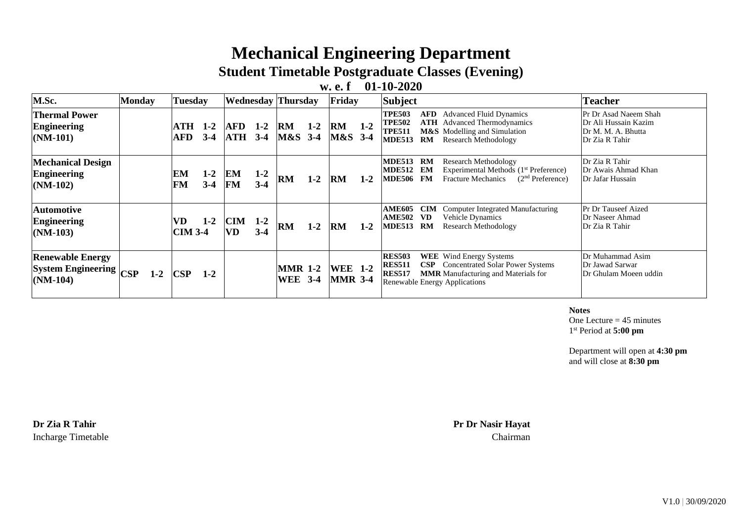# Mechanical Engineering Department

## Student Timetable Postgraduate Classes (Evening)

**w. e. f 01-10-2020**

| M.Sc. | Monday | Tuesday | Wednesday | Thursday | Friday | Subject | Teacher |
|---|---|---|---|---|---|---|---|
| **Thermal Power Engineering (NM-101)** | | **ATH 1-2**<br>**AFD 3-4** | **AFD 1-2**<br>**ATH 3-4** | **RM 1-2**<br>**M&S 3-4** | **RM 1-2**<br>**M&S 3-4** | **TPE503** **AFD** Advanced Fluid Dynamics<br>**TPE502** **ATH** Advanced Thermodynamics<br>**TPE511** **M&S** Modelling and Simulation<br>**MDE513** **RM** Research Methodology | Pr Dr Asad Naeem Shah<br>Dr Ali Hussain Kazim<br>Dr M. M. A. Bhutta<br>Dr Zia R Tahir |
| **Mechanical Design Engineering (NM-102)** | | **EM 1-2**<br>**FM 3-4** | **EM 1-2**<br>**FM 3-4** | **RM 1-2** | **RM 1-2** | **MDE513** **RM** Research Methodology<br>**MDE512** **EM** Experimental Methods (1st Preference)<br>**MDE506** **FM** Fracture Mechanics (2nd Preference) | Dr Zia R Tahir<br>Dr Awais Ahmad Khan<br>Dr Jafar Hussain |
| **Automotive Engineering (NM-103)** | | **VD 1-2**<br>**CIM 3-4** | **CIM 1-2**<br>**VD 3-4** | **RM 1-2** | **RM 1-2** | **AME605** **CIM** Computer Integrated Manufacturing<br>**AME502** **VD** Vehicle Dynamics<br>**MDE513** **RM** Research Methodology | Pr Dr Tauseef Aized<br>Dr Naseer Ahmad<br>Dr Zia R Tahir |
| **Renewable Energy System Engineering (NM-104)** | **CSP 1-2** | **CSP 1-2** | | **MMR 1-2**<br>**WEE 3-4** | **WEE 1-2**<br>**MMR 3-4** | **RES503** **WEE** Wind Energy Systems<br>**RES511** **CSP** Concentrated Solar Power Systems<br>**RES517** **MMR** Manufacturing and Materials for Renewable Energy Applications | Dr Muhammad Asim<br>Dr Jawad Sarwar<br>Dr Ghulam Moeen uddin |

**Notes**

One Lecture = 45 minutes
1st Period at **5:00 pm**

Department will open at **4:30 pm** and will close at **8:30 pm**

**Dr Zia R Tahir**
Incharge Timetable

**Pr Dr Nasir Hayat**
Chairman

V1.0 | 30/09/2020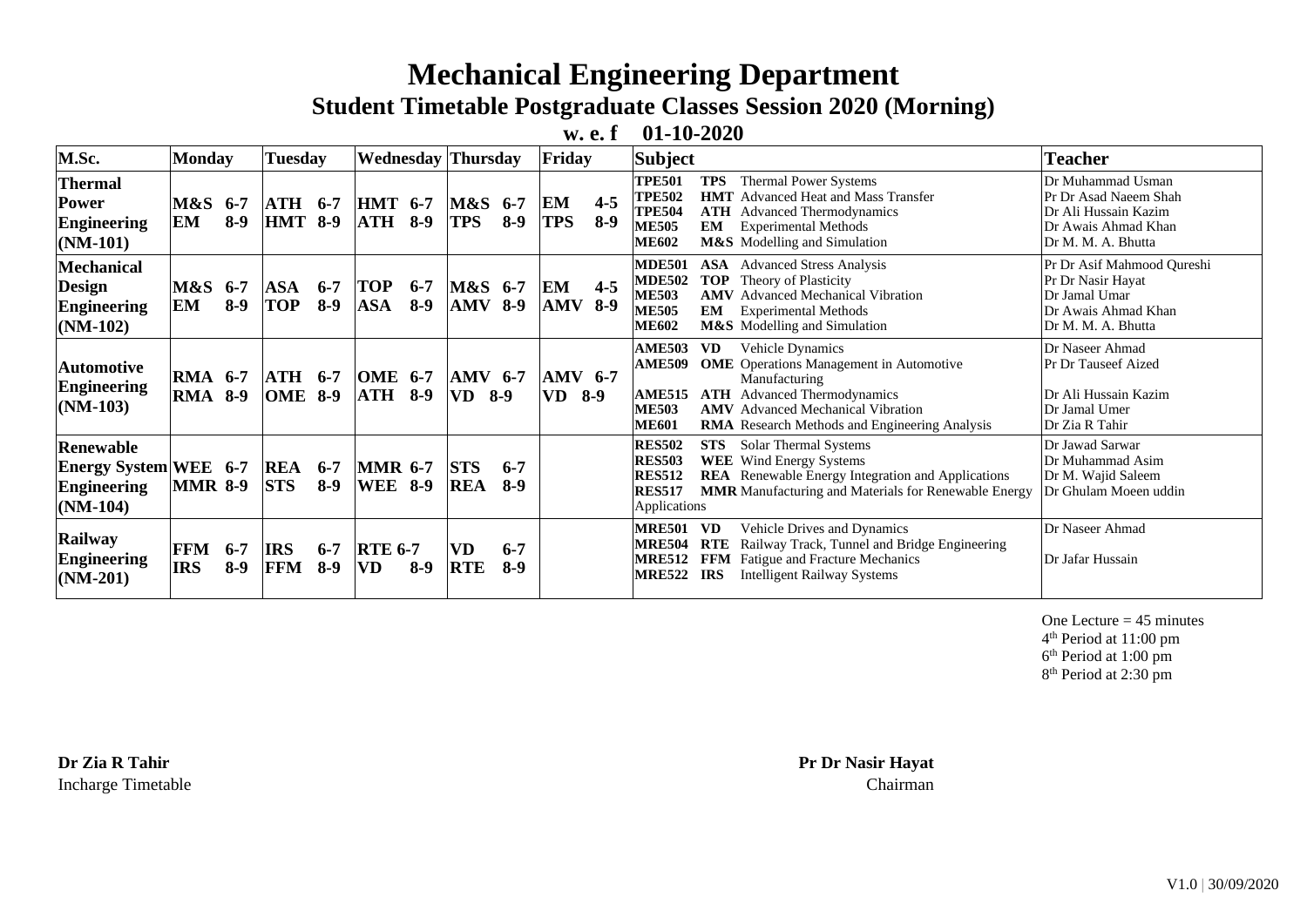# Mechanical Engineering Department

## Student Timetable Postgraduate Classes Session 2020 (Morning)

**w. e. f 01-10-2020**

| M.Sc. | Monday | Tuesday | Wednesday | Thursday | Friday | Subject | Teacher |
|---|---|---|---|---|---|---|---|
| **Thermal Power Engineering (NM-101)** | **M&S 6-7**<br>**EM 8-9** | **ATH 6-7**<br>**HMT 8-9** | **HMT 6-7**<br>**ATH 8-9** | **M&S 6-7**<br>**TPS 8-9** | **EM 4-5**<br>**TPS 8-9** | **TPE501 TPS** Thermal Power Systems<br>**TPE502 HMT** Advanced Heat and Mass Transfer<br>**TPE504 ATH** Advanced Thermodynamics<br>**ME505 EM** Experimental Methods<br>**ME602 M&S** Modelling and Simulation | Dr Muhammad Usman<br>Pr Dr Asad Naeem Shah<br>Dr Ali Hussain Kazim<br>Dr Awais Ahmad Khan<br>Dr M. M. A. Bhutta |
| **Mechanical Design Engineering (NM-102)** | **M&S 6-7**<br>**EM 8-9** | **ASA 6-7**<br>**TOP 8-9** | **TOP 6-7**<br>**ASA 8-9** | **M&S 6-7**<br>**AMV 8-9** | **EM 4-5**<br>**AMV 8-9** | **MDE501 ASA** Advanced Stress Analysis<br>**MDE502 TOP** Theory of Plasticity<br>**ME503 AMV** Advanced Mechanical Vibration<br>**ME505 EM** Experimental Methods<br>**ME602 M&S** Modelling and Simulation | Pr Dr Asif Mahmood Qureshi<br>Pr Dr Nasir Hayat<br>Dr Jamal Umar<br>Dr Awais Ahmad Khan<br>Dr M. M. A. Bhutta |
| **Automotive Engineering (NM-103)** | **RMA 6-7**<br>**RMA 8-9** | **ATH 6-7**<br>**OME 8-9** | **OME 6-7**<br>**ATH 8-9** | **AMV 6-7**<br>**VD 8-9** | **AMV 6-7**<br>**VD 8-9** | **AME503 VD** Vehicle Dynamics<br>**AME509 OME** Operations Management in Automotive Manufacturing<br>**AME515 ATH** Advanced Thermodynamics<br>**ME503 AMV** Advanced Mechanical Vibration<br>**ME601 RMA** Research Methods and Engineering Analysis | Dr Naseer Ahmad<br>Pr Dr Tauseef Aized<br>Dr Ali Hussain Kazim<br>Dr Jamal Umer<br>Dr Zia R Tahir |
| **Renewable Energy System Engineering (NM-104)** | **WEE 6-7**<br>**MMR 8-9** | **REA 6-7**<br>**STS 8-9** | **MMR 6-7**<br>**WEE 8-9** | **STS 6-7**<br>**REA 8-9** | | **RES502 STS** Solar Thermal Systems<br>**RES503 WEE** Wind Energy Systems<br>**RES512 REA** Renewable Energy Integration and Applications<br>**RES517 MMR** Manufacturing and Materials for Renewable Energy Applications | Dr Jawad Sarwar<br>Dr Muhammad Asim<br>Dr M. Wajid Saleem<br>Dr Ghulam Moeen uddin |
| **Railway Engineering (NM-201)** | **FFM 6-7**<br>**IRS 8-9** | **IRS 6-7**<br>**FFM 8-9** | **RTE 6-7**<br>**VD 8-9** | **VD 6-7**<br>**RTE 8-9** | | **MRE501 VD** Vehicle Drives and Dynamics<br>**MRE504 RTE** Railway Track, Tunnel and Bridge Engineering<br>**MRE512 FFM** Fatigue and Fracture Mechanics<br>**MRE522 IRS** Intelligent Railway Systems | Dr Naseer Ahmad<br>Dr Jafar Hussain |

One Lecture = 45 minutes
4th Period at 11:00 pm
6th Period at 1:00 pm
8th Period at 2:30 pm

**Dr Zia R Tahir**
Incharge Timetable

**Pr Dr Nasir Hayat**
Chairman

V1.0 | 30/09/2020